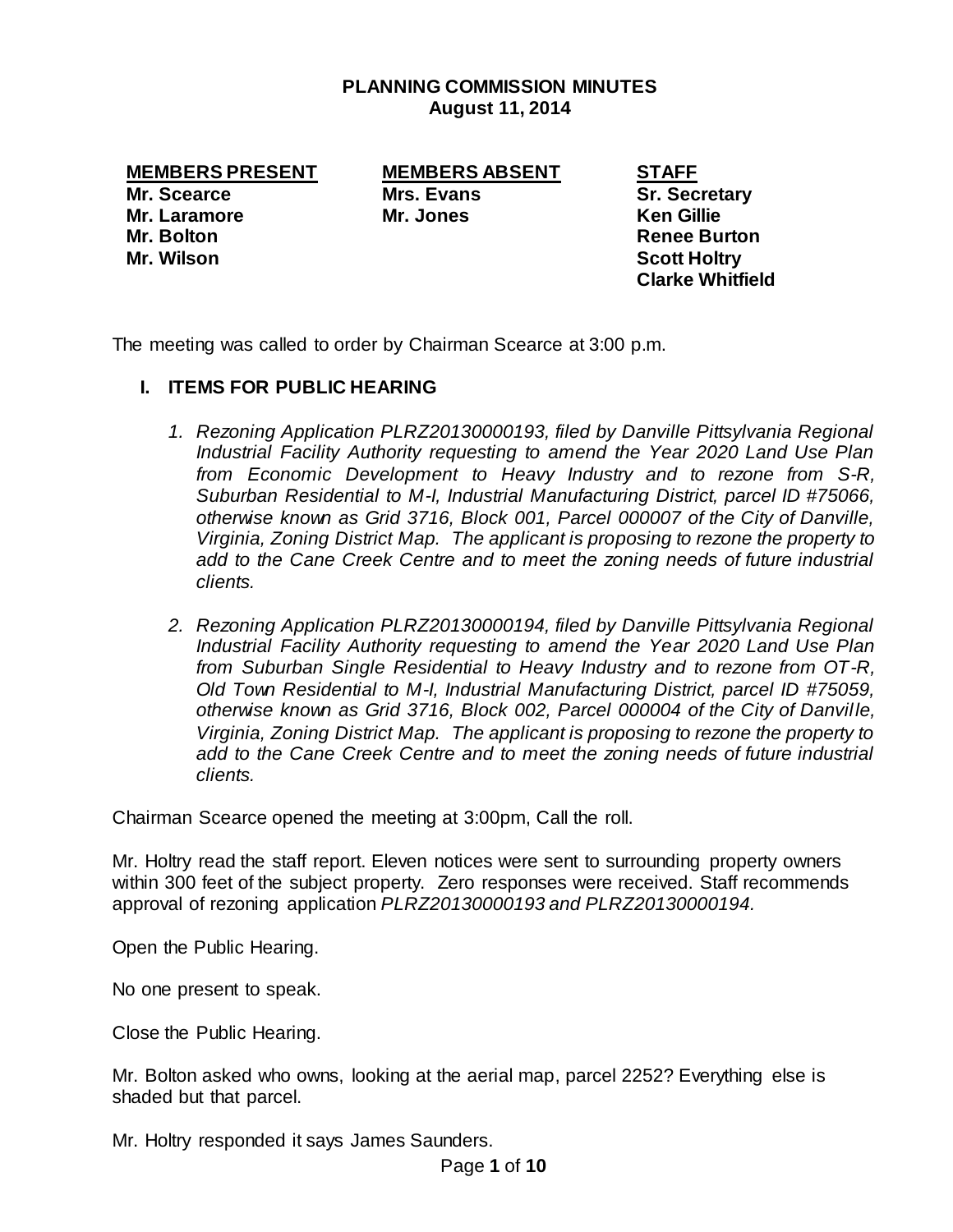# PLANNING COMMISSION MINUTES
## August 11, 2014

| MEMBERS PRESENT | MEMBERS ABSENT | STAFF |
|---|---|---|
| **Mr. Scearce** | **Mrs. Evans** | **Sr. Secretary** |
| **Mr. Laramore** | **Mr. Jones** | **Ken Gillie** |
| **Mr. Bolton** | | **Renee Burton** |
| **Mr. Wilson** | | **Scott Holtry** |
| | | **Clarke Whitfield** |

The meeting was called to order by Chairman Scearce at 3:00 p.m.

## I. ITEMS FOR PUBLIC HEARING

1. *Rezoning Application PLRZ20130000193, filed by Danville Pittsylvania Regional Industrial Facility Authority requesting to amend the Year 2020 Land Use Plan from Economic Development to Heavy Industry and to rezone from S-R, Suburban Residential to M-I, Industrial Manufacturing District, parcel ID #75066, otherwise known as Grid 3716, Block 001, Parcel 000007 of the City of Danville, Virginia, Zoning District Map. The applicant is proposing to rezone the property to add to the Cane Creek Centre and to meet the zoning needs of future industrial clients.*

2. *Rezoning Application PLRZ20130000194, filed by Danville Pittsylvania Regional Industrial Facility Authority requesting to amend the Year 2020 Land Use Plan from Suburban Single Residential to Heavy Industry and to rezone from OT-R, Old Town Residential to M-I, Industrial Manufacturing District, parcel ID #75059, otherwise known as Grid 3716, Block 002, Parcel 000004 of the City of Danville, Virginia, Zoning District Map. The applicant is proposing to rezone the property to add to the Cane Creek Centre and to meet the zoning needs of future industrial clients.*

Chairman Scearce opened the meeting at 3:00pm, Call the roll.

Mr. Holtry read the staff report. Eleven notices were sent to surrounding property owners within 300 feet of the subject property. Zero responses were received. Staff recommends approval of rezoning application *PLRZ20130000193 and PLRZ20130000194.*

Open the Public Hearing.

No one present to speak.

Close the Public Hearing.

Mr. Bolton asked who owns, looking at the aerial map, parcel 2252? Everything else is shaded but that parcel.

Mr. Holtry responded it says James Saunders.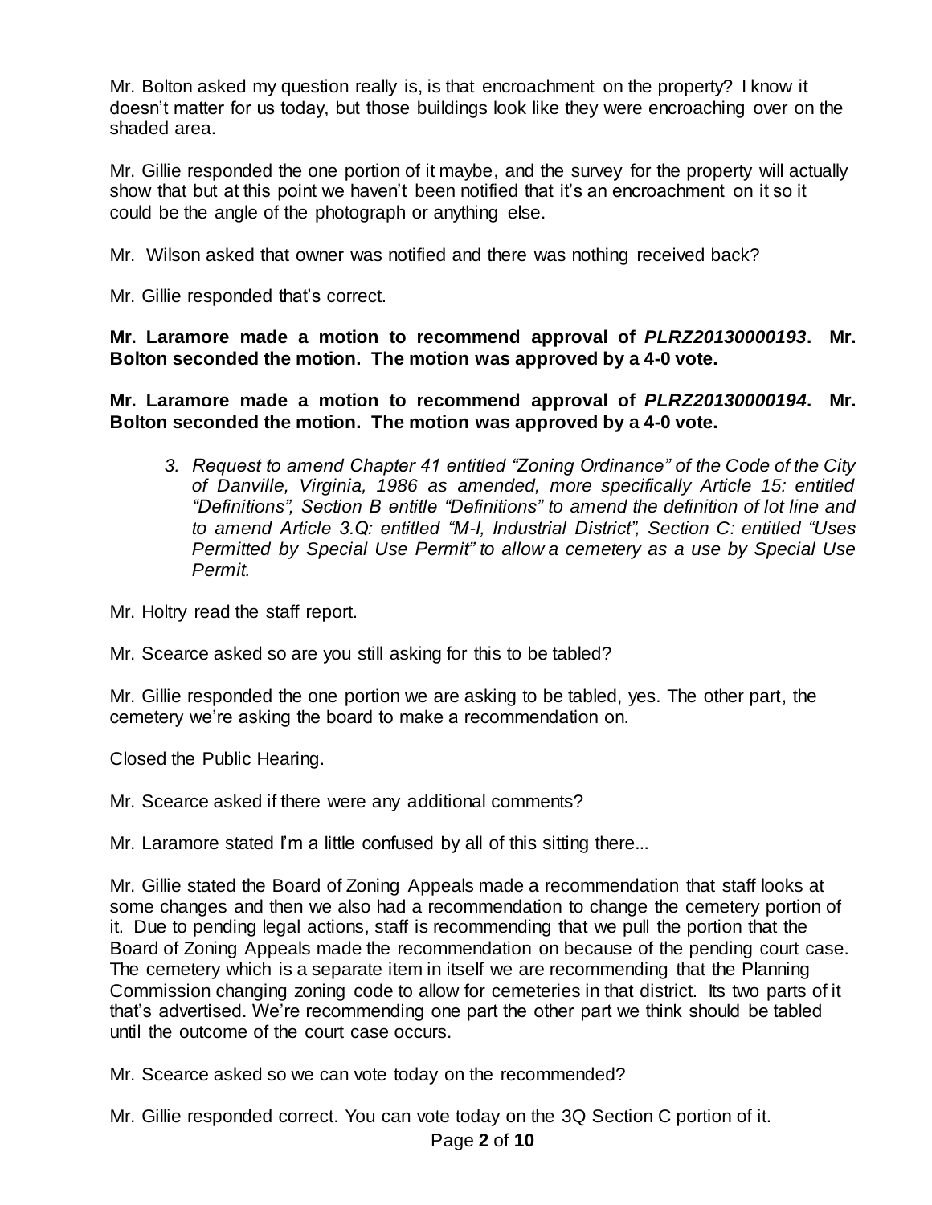Mr. Bolton asked my question really is, is that encroachment on the property? I know it doesn't matter for us today, but those buildings look like they were encroaching over on the shaded area.

Mr. Gillie responded the one portion of it maybe, and the survey for the property will actually show that but at this point we haven't been notified that it's an encroachment on it so it could be the angle of the photograph or anything else.

Mr. Wilson asked that owner was notified and there was nothing received back?

Mr. Gillie responded that's correct.

**Mr. Laramore made a motion to recommend approval of *PLRZ20130000193*. Mr. Bolton seconded the motion. The motion was approved by a 4-0 vote.**

**Mr. Laramore made a motion to recommend approval of *PLRZ20130000194*. Mr. Bolton seconded the motion. The motion was approved by a 4-0 vote.**

3. *Request to amend Chapter 41 entitled "Zoning Ordinance" of the Code of the City of Danville, Virginia, 1986 as amended, more specifically Article 15: entitled "Definitions", Section B entitle "Definitions" to amend the definition of lot line and to amend Article 3.Q: entitled "M-I, Industrial District", Section C: entitled "Uses Permitted by Special Use Permit" to allow a cemetery as a use by Special Use Permit.*

Mr. Holtry read the staff report.

Mr. Scearce asked so are you still asking for this to be tabled?

Mr. Gillie responded the one portion we are asking to be tabled, yes. The other part, the cemetery we're asking the board to make a recommendation on.

Closed the Public Hearing.

Mr. Scearce asked if there were any additional comments?

Mr. Laramore stated I'm a little confused by all of this sitting there...

Mr. Gillie stated the Board of Zoning Appeals made a recommendation that staff looks at some changes and then we also had a recommendation to change the cemetery portion of it. Due to pending legal actions, staff is recommending that we pull the portion that the Board of Zoning Appeals made the recommendation on because of the pending court case. The cemetery which is a separate item in itself we are recommending that the Planning Commission changing zoning code to allow for cemeteries in that district. Its two parts of it that's advertised. We're recommending one part the other part we think should be tabled until the outcome of the court case occurs.

Mr. Scearce asked so we can vote today on the recommended?

Mr. Gillie responded correct. You can vote today on the 3Q Section C portion of it.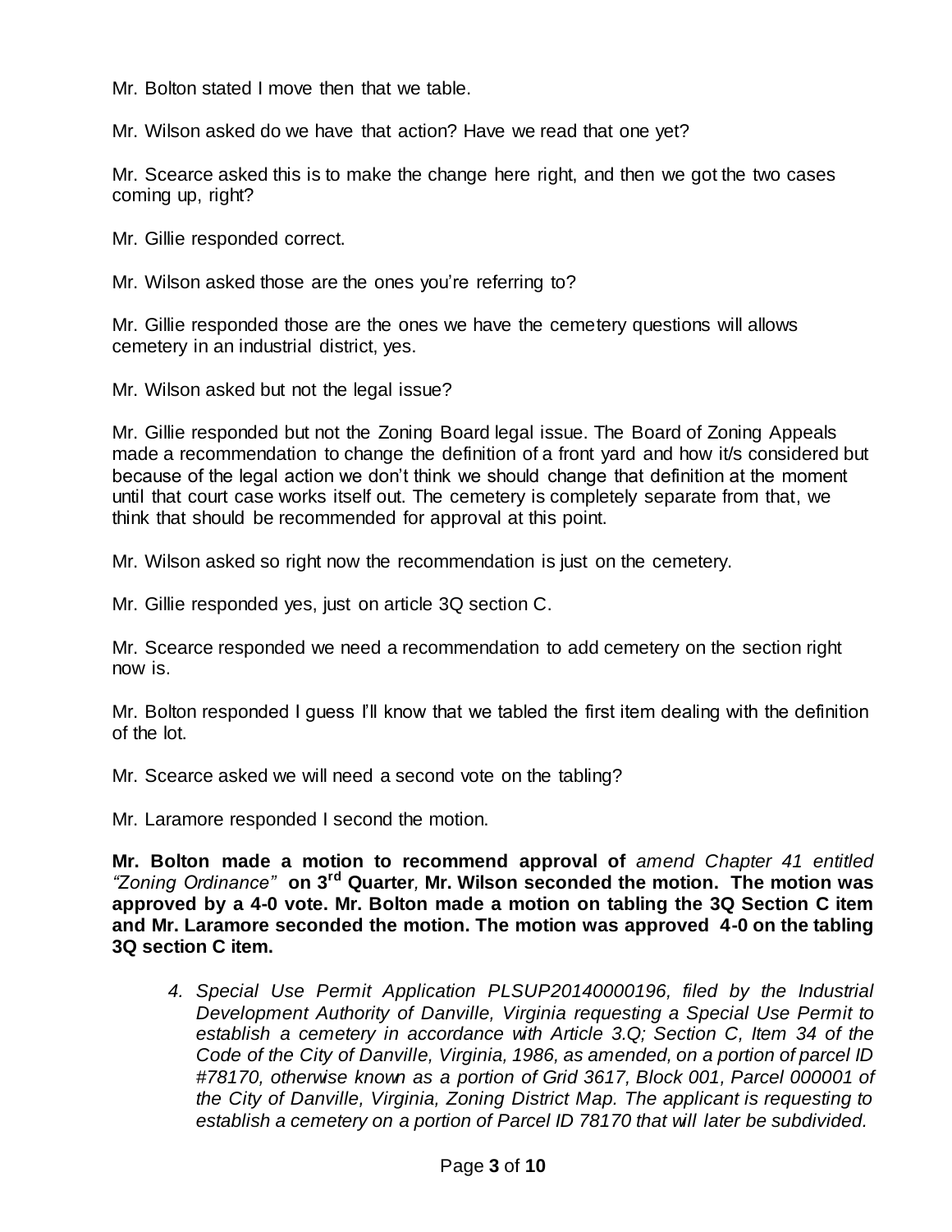Mr. Bolton stated I move then that we table.

Mr. Wilson asked do we have that action? Have we read that one yet?

Mr. Scearce asked this is to make the change here right, and then we got the two cases coming up, right?

Mr. Gillie responded correct.

Mr. Wilson asked those are the ones you're referring to?

Mr. Gillie responded those are the ones we have the cemetery questions will allows cemetery in an industrial district, yes.

Mr. Wilson asked but not the legal issue?

Mr. Gillie responded but not the Zoning Board legal issue. The Board of Zoning Appeals made a recommendation to change the definition of a front yard and how it/s considered but because of the legal action we don't think we should change that definition at the moment until that court case works itself out. The cemetery is completely separate from that, we think that should be recommended for approval at this point.

Mr. Wilson asked so right now the recommendation is just on the cemetery.

Mr. Gillie responded yes, just on article 3Q section C.

Mr. Scearce responded we need a recommendation to add cemetery on the section right now is.

Mr. Bolton responded I guess I'll know that we tabled the first item dealing with the definition of the lot.

Mr. Scearce asked we will need a second vote on the tabling?

Mr. Laramore responded I second the motion.

**Mr. Bolton made a motion to recommend approval of** *amend Chapter 41 entitled "Zoning Ordinance"* **on 3rd Quarter, Mr. Wilson seconded the motion. The motion was approved by a 4-0 vote. Mr. Bolton made a motion on tabling the 3Q Section C item and Mr. Laramore seconded the motion. The motion was approved 4-0 on the tabling 3Q section C item.**

4. *Special Use Permit Application PLSUP20140000196, filed by the Industrial Development Authority of Danville, Virginia requesting a Special Use Permit to establish a cemetery in accordance with Article 3.Q; Section C, Item 34 of the Code of the City of Danville, Virginia, 1986, as amended, on a portion of parcel ID #78170, otherwise known as a portion of Grid 3617, Block 001, Parcel 000001 of the City of Danville, Virginia, Zoning District Map. The applicant is requesting to establish a cemetery on a portion of Parcel ID 78170 that will later be subdivided.*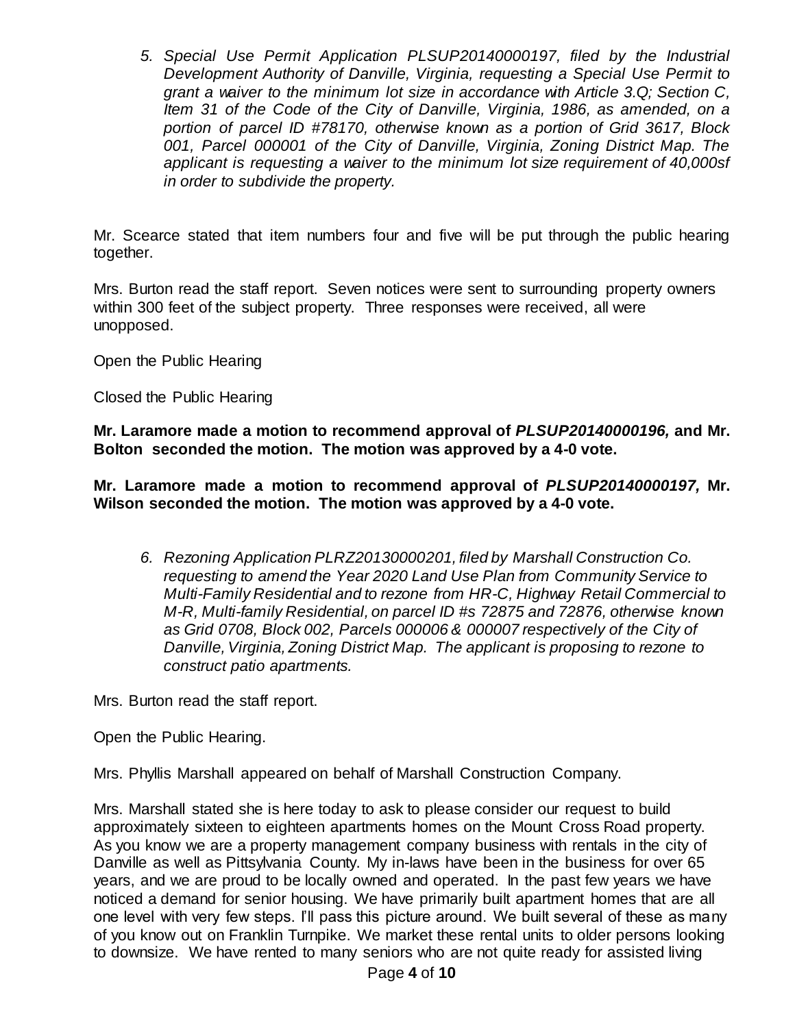5. *Special Use Permit Application PLSUP20140000197, filed by the Industrial Development Authority of Danville, Virginia, requesting a Special Use Permit to grant a waiver to the minimum lot size in accordance with Article 3.Q; Section C, Item 31 of the Code of the City of Danville, Virginia, 1986, as amended, on a portion of parcel ID #78170, otherwise known as a portion of Grid 3617, Block 001, Parcel 000001 of the City of Danville, Virginia, Zoning District Map. The applicant is requesting a waiver to the minimum lot size requirement of 40,000sf in order to subdivide the property.*

Mr. Scearce stated that item numbers four and five will be put through the public hearing together.

Mrs. Burton read the staff report. Seven notices were sent to surrounding property owners within 300 feet of the subject property. Three responses were received, all were unopposed.

Open the Public Hearing

Closed the Public Hearing

**Mr. Laramore made a motion to recommend approval of *PLSUP20140000196,* and Mr. Bolton seconded the motion. The motion was approved by a 4-0 vote.**

**Mr. Laramore made a motion to recommend approval of *PLSUP20140000197,* Mr. Wilson seconded the motion. The motion was approved by a 4-0 vote.**

6. *Rezoning Application PLRZ20130000201, filed by Marshall Construction Co. requesting to amend the Year 2020 Land Use Plan from Community Service to Multi-Family Residential and to rezone from HR-C, Highway Retail Commercial to M-R, Multi-family Residential, on parcel ID #s 72875 and 72876, otherwise known as Grid 0708, Block 002, Parcels 000006 & 000007 respectively of the City of Danville, Virginia, Zoning District Map. The applicant is proposing to rezone to construct patio apartments.*

Mrs. Burton read the staff report.

Open the Public Hearing.

Mrs. Phyllis Marshall appeared on behalf of Marshall Construction Company.

Mrs. Marshall stated she is here today to ask to please consider our request to build approximately sixteen to eighteen apartments homes on the Mount Cross Road property. As you know we are a property management company business with rentals in the city of Danville as well as Pittsylvania County. My in-laws have been in the business for over 65 years, and we are proud to be locally owned and operated. In the past few years we have noticed a demand for senior housing. We have primarily built apartment homes that are all one level with very few steps. I'll pass this picture around. We built several of these as many of you know out on Franklin Turnpike. We market these rental units to older persons looking to downsize. We have rented to many seniors who are not quite ready for assisted living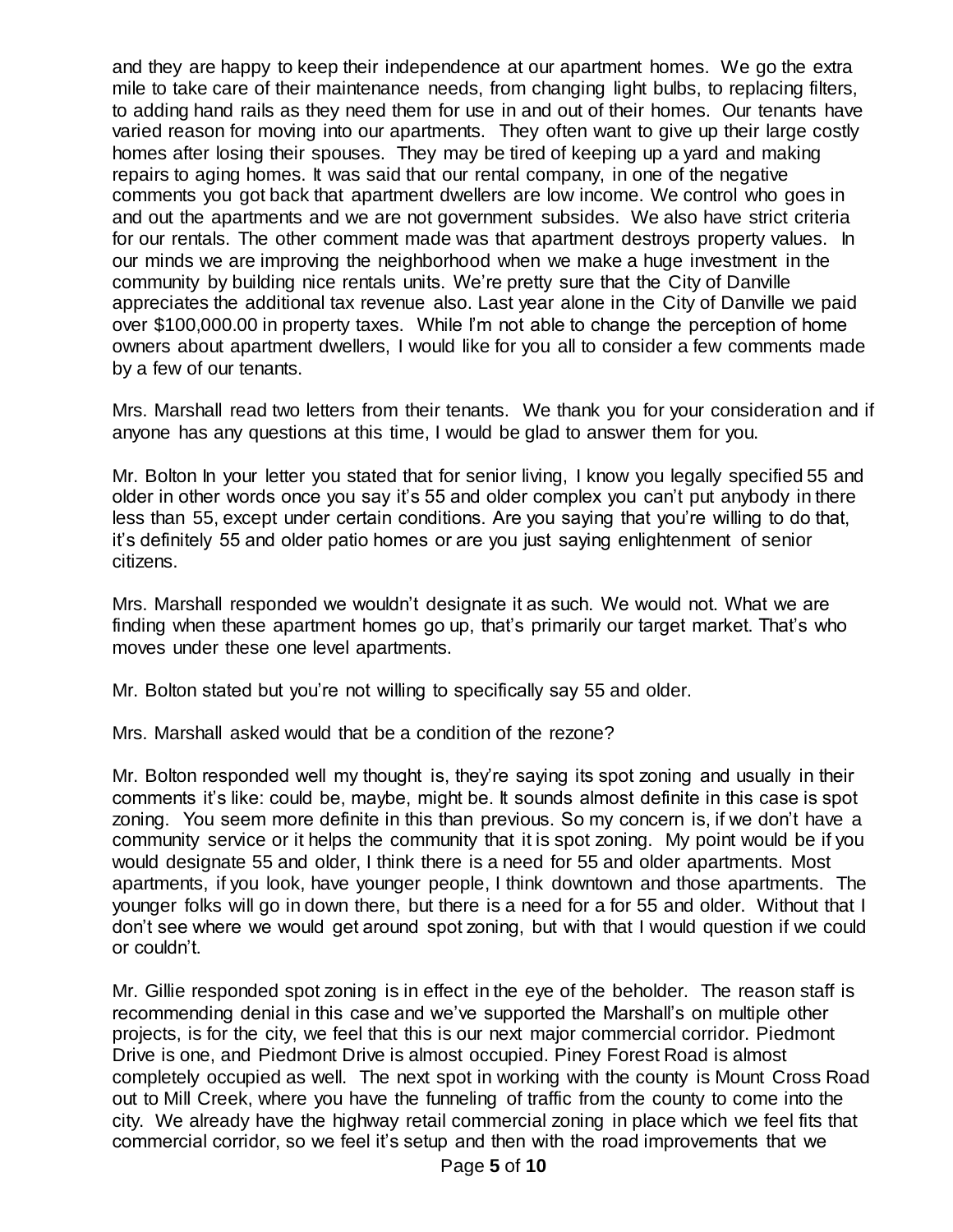and they are happy to keep their independence at our apartment homes. We go the extra mile to take care of their maintenance needs, from changing light bulbs, to replacing filters, to adding hand rails as they need them for use in and out of their homes. Our tenants have varied reason for moving into our apartments. They often want to give up their large costly homes after losing their spouses. They may be tired of keeping up a yard and making repairs to aging homes. It was said that our rental company, in one of the negative comments you got back that apartment dwellers are low income. We control who goes in and out the apartments and we are not government subsides. We also have strict criteria for our rentals. The other comment made was that apartment destroys property values. In our minds we are improving the neighborhood when we make a huge investment in the community by building nice rentals units. We're pretty sure that the City of Danville appreciates the additional tax revenue also. Last year alone in the City of Danville we paid over $100,000.00 in property taxes. While I'm not able to change the perception of home owners about apartment dwellers, I would like for you all to consider a few comments made by a few of our tenants.

Mrs. Marshall read two letters from their tenants. We thank you for your consideration and if anyone has any questions at this time, I would be glad to answer them for you.

Mr. Bolton In your letter you stated that for senior living, I know you legally specified 55 and older in other words once you say it's 55 and older complex you can't put anybody in there less than 55, except under certain conditions. Are you saying that you're willing to do that, it's definitely 55 and older patio homes or are you just saying enlightenment of senior citizens.

Mrs. Marshall responded we wouldn't designate it as such. We would not. What we are finding when these apartment homes go up, that's primarily our target market. That's who moves under these one level apartments.

Mr. Bolton stated but you're not willing to specifically say 55 and older.

Mrs. Marshall asked would that be a condition of the rezone?

Mr. Bolton responded well my thought is, they're saying its spot zoning and usually in their comments it's like: could be, maybe, might be. It sounds almost definite in this case is spot zoning. You seem more definite in this than previous. So my concern is, if we don't have a community service or it helps the community that it is spot zoning. My point would be if you would designate 55 and older, I think there is a need for 55 and older apartments. Most apartments, if you look, have younger people, I think downtown and those apartments. The younger folks will go in down there, but there is a need for a for 55 and older. Without that I don't see where we would get around spot zoning, but with that I would question if we could or couldn't.

Mr. Gillie responded spot zoning is in effect in the eye of the beholder. The reason staff is recommending denial in this case and we've supported the Marshall's on multiple other projects, is for the city, we feel that this is our next major commercial corridor. Piedmont Drive is one, and Piedmont Drive is almost occupied. Piney Forest Road is almost completely occupied as well. The next spot in working with the county is Mount Cross Road out to Mill Creek, where you have the funneling of traffic from the county to come into the city. We already have the highway retail commercial zoning in place which we feel fits that commercial corridor, so we feel it's setup and then with the road improvements that we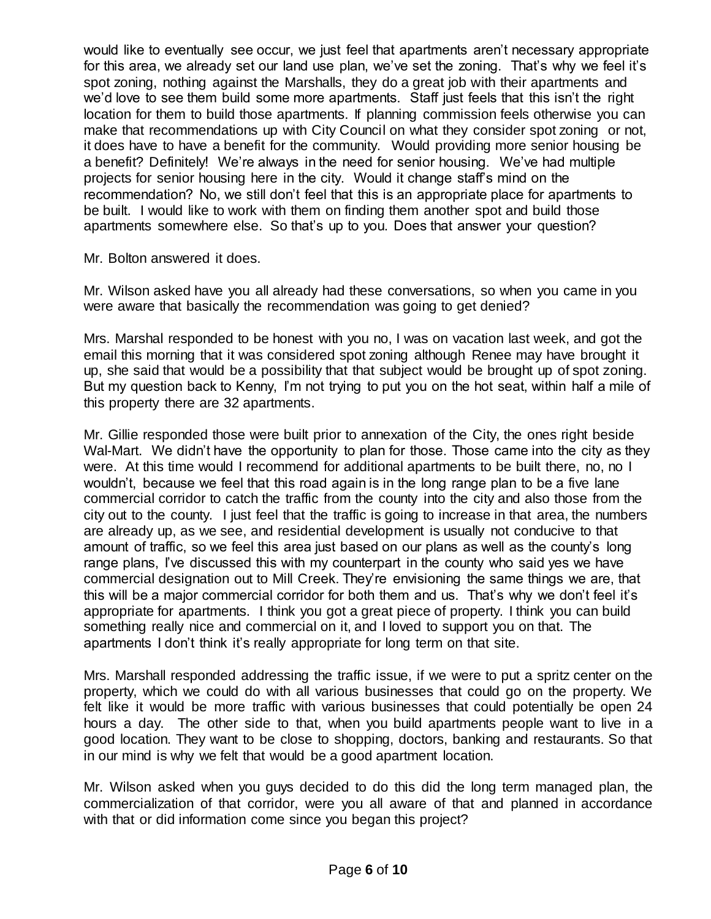would like to eventually see occur, we just feel that apartments aren't necessary appropriate for this area, we already set our land use plan, we've set the zoning. That's why we feel it's spot zoning, nothing against the Marshalls, they do a great job with their apartments and we'd love to see them build some more apartments. Staff just feels that this isn't the right location for them to build those apartments. If planning commission feels otherwise you can make that recommendations up with City Council on what they consider spot zoning or not, it does have to have a benefit for the community. Would providing more senior housing be a benefit? Definitely! We're always in the need for senior housing. We've had multiple projects for senior housing here in the city. Would it change staff's mind on the recommendation? No, we still don't feel that this is an appropriate place for apartments to be built. I would like to work with them on finding them another spot and build those apartments somewhere else. So that's up to you. Does that answer your question?

Mr. Bolton answered it does.

Mr. Wilson asked have you all already had these conversations, so when you came in you were aware that basically the recommendation was going to get denied?

Mrs. Marshal responded to be honest with you no, I was on vacation last week, and got the email this morning that it was considered spot zoning although Renee may have brought it up, she said that would be a possibility that that subject would be brought up of spot zoning. But my question back to Kenny, I'm not trying to put you on the hot seat, within half a mile of this property there are 32 apartments.

Mr. Gillie responded those were built prior to annexation of the City, the ones right beside Wal-Mart. We didn't have the opportunity to plan for those. Those came into the city as they were. At this time would I recommend for additional apartments to be built there, no, no I wouldn't, because we feel that this road again is in the long range plan to be a five lane commercial corridor to catch the traffic from the county into the city and also those from the city out to the county. I just feel that the traffic is going to increase in that area, the numbers are already up, as we see, and residential development is usually not conducive to that amount of traffic, so we feel this area just based on our plans as well as the county's long range plans, I've discussed this with my counterpart in the county who said yes we have commercial designation out to Mill Creek. They're envisioning the same things we are, that this will be a major commercial corridor for both them and us. That's why we don't feel it's appropriate for apartments. I think you got a great piece of property. I think you can build something really nice and commercial on it, and I loved to support you on that. The apartments I don't think it's really appropriate for long term on that site.

Mrs. Marshall responded addressing the traffic issue, if we were to put a spritz center on the property, which we could do with all various businesses that could go on the property. We felt like it would be more traffic with various businesses that could potentially be open 24 hours a day. The other side to that, when you build apartments people want to live in a good location. They want to be close to shopping, doctors, banking and restaurants. So that in our mind is why we felt that would be a good apartment location.

Mr. Wilson asked when you guys decided to do this did the long term managed plan, the commercialization of that corridor, were you all aware of that and planned in accordance with that or did information come since you began this project?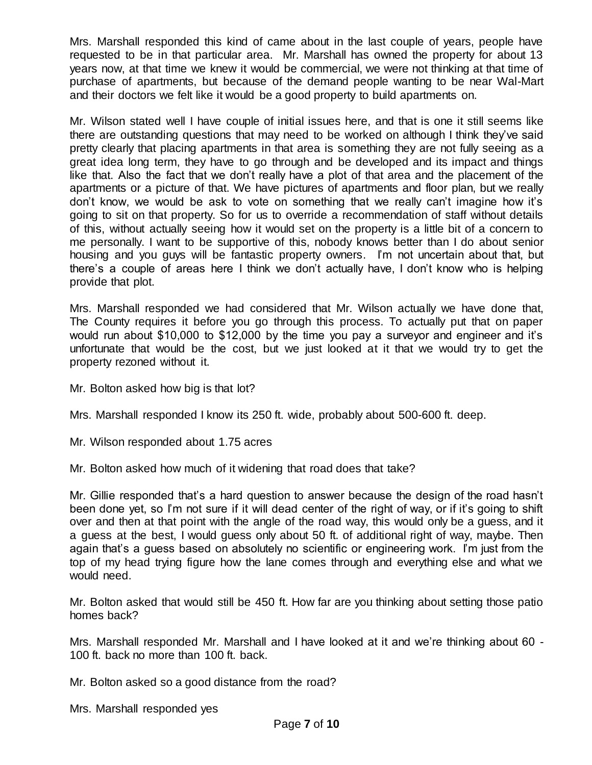Mrs. Marshall responded this kind of came about in the last couple of years, people have requested to be in that particular area. Mr. Marshall has owned the property for about 13 years now, at that time we knew it would be commercial, we were not thinking at that time of purchase of apartments, but because of the demand people wanting to be near Wal-Mart and their doctors we felt like it would be a good property to build apartments on.

Mr. Wilson stated well I have couple of initial issues here, and that is one it still seems like there are outstanding questions that may need to be worked on although I think they've said pretty clearly that placing apartments in that area is something they are not fully seeing as a great idea long term, they have to go through and be developed and its impact and things like that. Also the fact that we don't really have a plot of that area and the placement of the apartments or a picture of that. We have pictures of apartments and floor plan, but we really don't know, we would be ask to vote on something that we really can't imagine how it's going to sit on that property. So for us to override a recommendation of staff without details of this, without actually seeing how it would set on the property is a little bit of a concern to me personally. I want to be supportive of this, nobody knows better than I do about senior housing and you guys will be fantastic property owners. I'm not uncertain about that, but there's a couple of areas here I think we don't actually have, I don't know who is helping provide that plot.

Mrs. Marshall responded we had considered that Mr. Wilson actually we have done that, The County requires it before you go through this process. To actually put that on paper would run about $10,000 to $12,000 by the time you pay a surveyor and engineer and it's unfortunate that would be the cost, but we just looked at it that we would try to get the property rezoned without it.

Mr. Bolton asked how big is that lot?

Mrs. Marshall responded I know its 250 ft. wide, probably about 500-600 ft. deep.

Mr. Wilson responded about 1.75 acres

Mr. Bolton asked how much of it widening that road does that take?

Mr. Gillie responded that's a hard question to answer because the design of the road hasn't been done yet, so I'm not sure if it will dead center of the right of way, or if it's going to shift over and then at that point with the angle of the road way, this would only be a guess, and it a guess at the best, I would guess only about 50 ft. of additional right of way, maybe. Then again that's a guess based on absolutely no scientific or engineering work. I'm just from the top of my head trying figure how the lane comes through and everything else and what we would need.

Mr. Bolton asked that would still be 450 ft. How far are you thinking about setting those patio homes back?

Mrs. Marshall responded Mr. Marshall and I have looked at it and we're thinking about 60 - 100 ft. back no more than 100 ft. back.

Mr. Bolton asked so a good distance from the road?

Mrs. Marshall responded yes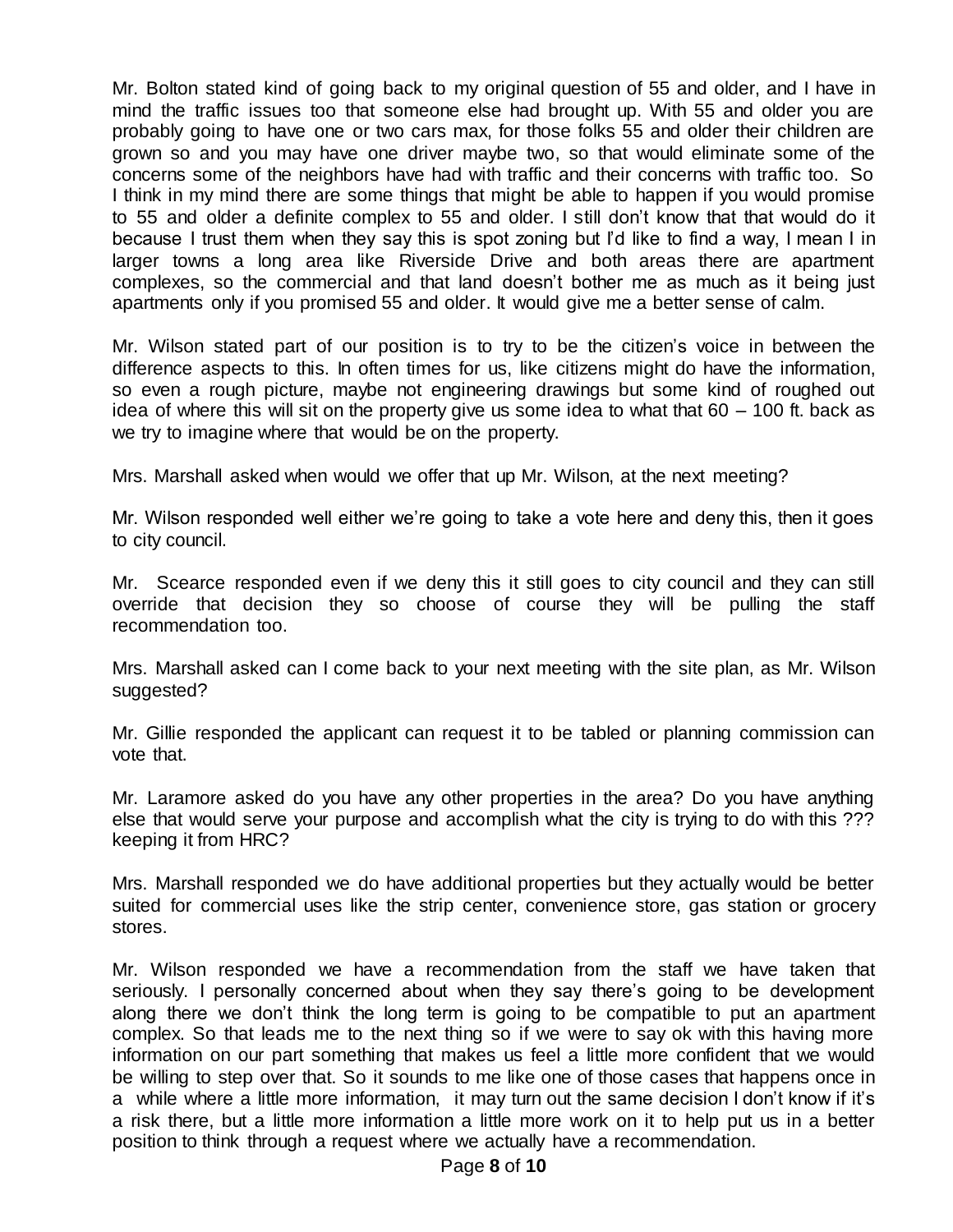Mr. Bolton stated kind of going back to my original question of 55 and older, and I have in mind the traffic issues too that someone else had brought up. With 55 and older you are probably going to have one or two cars max, for those folks 55 and older their children are grown so and you may have one driver maybe two, so that would eliminate some of the concerns some of the neighbors have had with traffic and their concerns with traffic too. So I think in my mind there are some things that might be able to happen if you would promise to 55 and older a definite complex to 55 and older. I still don't know that that would do it because I trust them when they say this is spot zoning but I'd like to find a way, I mean I in larger towns a long area like Riverside Drive and both areas there are apartment complexes, so the commercial and that land doesn't bother me as much as it being just apartments only if you promised 55 and older. It would give me a better sense of calm.

Mr. Wilson stated part of our position is to try to be the citizen's voice in between the difference aspects to this. In often times for us, like citizens might do have the information, so even a rough picture, maybe not engineering drawings but some kind of roughed out idea of where this will sit on the property give us some idea to what that 60 – 100 ft. back as we try to imagine where that would be on the property.

Mrs. Marshall asked when would we offer that up Mr. Wilson, at the next meeting?

Mr. Wilson responded well either we're going to take a vote here and deny this, then it goes to city council.

Mr. Scearce responded even if we deny this it still goes to city council and they can still override that decision they so choose of course they will be pulling the staff recommendation too.

Mrs. Marshall asked can I come back to your next meeting with the site plan, as Mr. Wilson suggested?

Mr. Gillie responded the applicant can request it to be tabled or planning commission can vote that.

Mr. Laramore asked do you have any other properties in the area? Do you have anything else that would serve your purpose and accomplish what the city is trying to do with this ??? keeping it from HRC?

Mrs. Marshall responded we do have additional properties but they actually would be better suited for commercial uses like the strip center, convenience store, gas station or grocery stores.

Mr. Wilson responded we have a recommendation from the staff we have taken that seriously. I personally concerned about when they say there's going to be development along there we don't think the long term is going to be compatible to put an apartment complex. So that leads me to the next thing so if we were to say ok with this having more information on our part something that makes us feel a little more confident that we would be willing to step over that. So it sounds to me like one of those cases that happens once in a while where a little more information, it may turn out the same decision I don't know if it's a risk there, but a little more information a little more work on it to help put us in a better position to think through a request where we actually have a recommendation.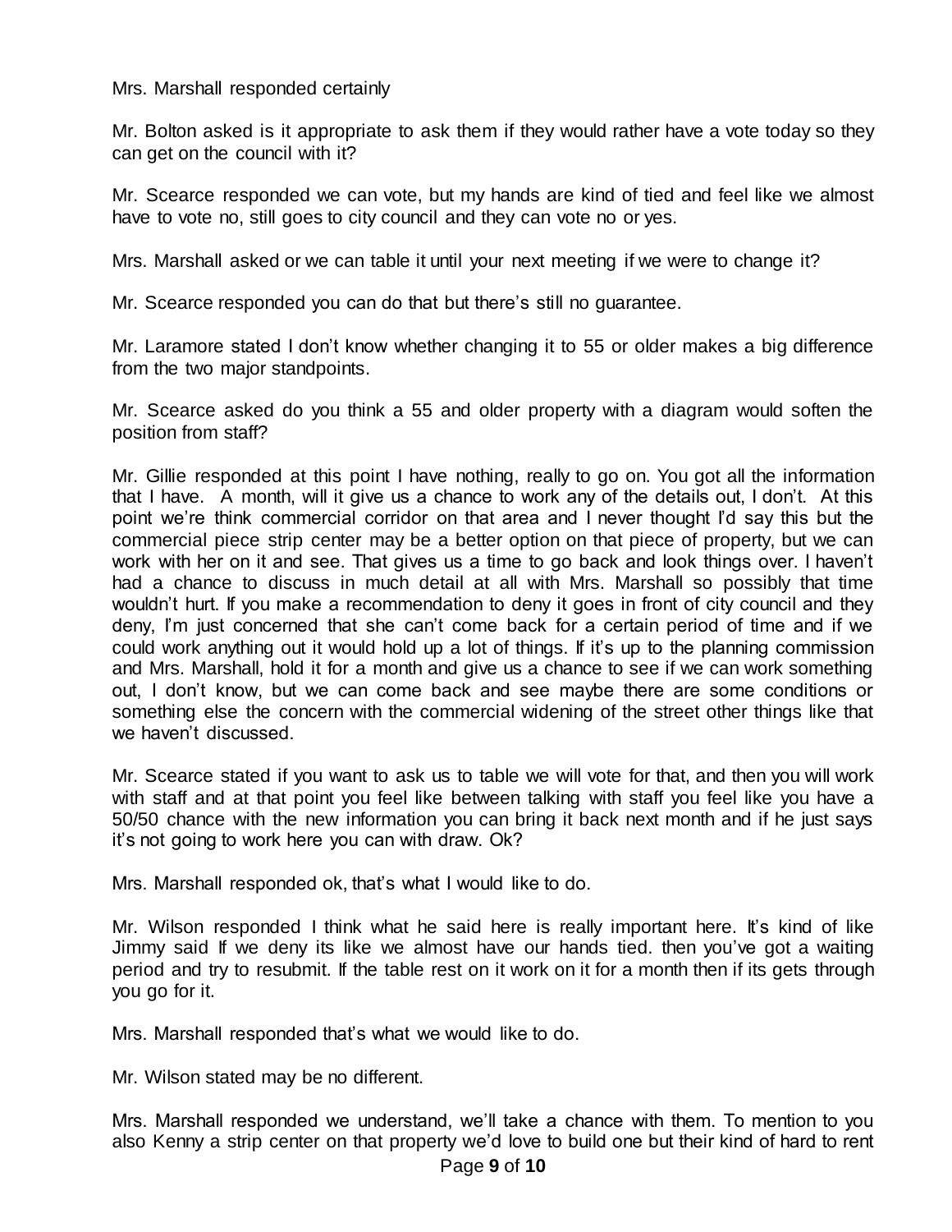Mrs. Marshall responded certainly

Mr. Bolton asked is it appropriate to ask them if they would rather have a vote today so they can get on the council with it?

Mr. Scearce responded we can vote, but my hands are kind of tied and feel like we almost have to vote no, still goes to city council and they can vote no or yes.

Mrs. Marshall asked or we can table it until your next meeting if we were to change it?

Mr. Scearce responded you can do that but there's still no guarantee.

Mr. Laramore stated I don't know whether changing it to 55 or older makes a big difference from the two major standpoints.

Mr. Scearce asked do you think a 55 and older property with a diagram would soften the position from staff?

Mr. Gillie responded at this point I have nothing, really to go on. You got all the information that I have. A month, will it give us a chance to work any of the details out, I don't. At this point we're think commercial corridor on that area and I never thought I'd say this but the commercial piece strip center may be a better option on that piece of property, but we can work with her on it and see. That gives us a time to go back and look things over. I haven't had a chance to discuss in much detail at all with Mrs. Marshall so possibly that time wouldn't hurt. If you make a recommendation to deny it goes in front of city council and they deny, I'm just concerned that she can't come back for a certain period of time and if we could work anything out it would hold up a lot of things. If it's up to the planning commission and Mrs. Marshall, hold it for a month and give us a chance to see if we can work something out, I don't know, but we can come back and see maybe there are some conditions or something else the concern with the commercial widening of the street other things like that we haven't discussed.

Mr. Scearce stated if you want to ask us to table we will vote for that, and then you will work with staff and at that point you feel like between talking with staff you feel like you have a 50/50 chance with the new information you can bring it back next month and if he just says it's not going to work here you can with draw. Ok?

Mrs. Marshall responded ok, that's what I would like to do.

Mr. Wilson responded I think what he said here is really important here. It's kind of like Jimmy said If we deny its like we almost have our hands tied. then you've got a waiting period and try to resubmit. If the table rest on it work on it for a month then if its gets through you go for it.

Mrs. Marshall responded that's what we would like to do.

Mr. Wilson stated may be no different.

Mrs. Marshall responded we understand, we'll take a chance with them. To mention to you also Kenny a strip center on that property we'd love to build one but their kind of hard to rent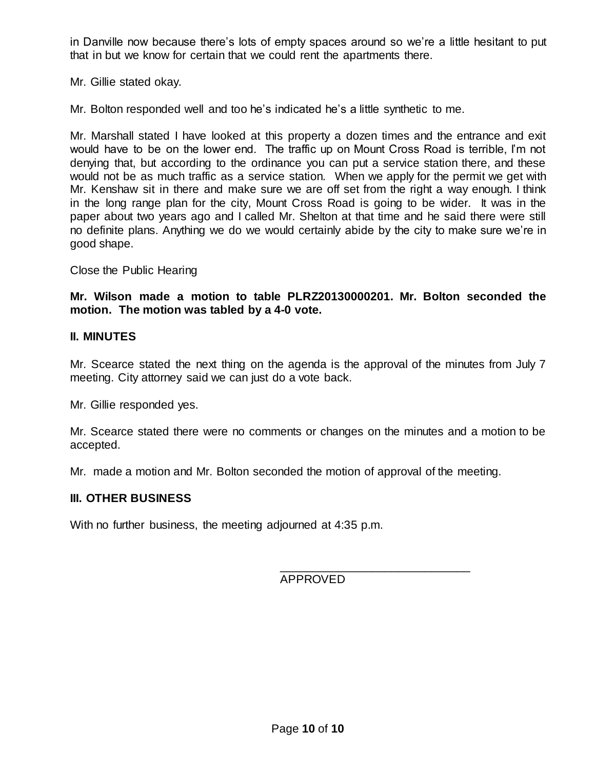in Danville now because there's lots of empty spaces around so we're a little hesitant to put that in but we know for certain that we could rent the apartments there.

Mr. Gillie stated okay.

Mr. Bolton responded well and too he's indicated he's a little synthetic to me.

Mr. Marshall stated I have looked at this property a dozen times and the entrance and exit would have to be on the lower end. The traffic up on Mount Cross Road is terrible, I'm not denying that, but according to the ordinance you can put a service station there, and these would not be as much traffic as a service station. When we apply for the permit we get with Mr. Kenshaw sit in there and make sure we are off set from the right a way enough. I think in the long range plan for the city, Mount Cross Road is going to be wider. It was in the paper about two years ago and I called Mr. Shelton at that time and he said there were still no definite plans. Anything we do we would certainly abide by the city to make sure we're in good shape.

Close the Public Hearing

**Mr. Wilson made a motion to table PLRZ20130000201. Mr. Bolton seconded the motion. The motion was tabled by a 4-0 vote.**

## II. MINUTES

Mr. Scearce stated the next thing on the agenda is the approval of the minutes from July 7 meeting. City attorney said we can just do a vote back.

Mr. Gillie responded yes.

Mr. Scearce stated there were no comments or changes on the minutes and a motion to be accepted.

Mr. made a motion and Mr. Bolton seconded the motion of approval of the meeting.

## III. OTHER BUSINESS

With no further business, the meeting adjourned at 4:35 p.m.

\_\_\_\_\_\_\_\_\_\_\_\_\_\_\_\_\_\_\_\_\_\_\_\_\_\_\_\_\_\_

APPROVED